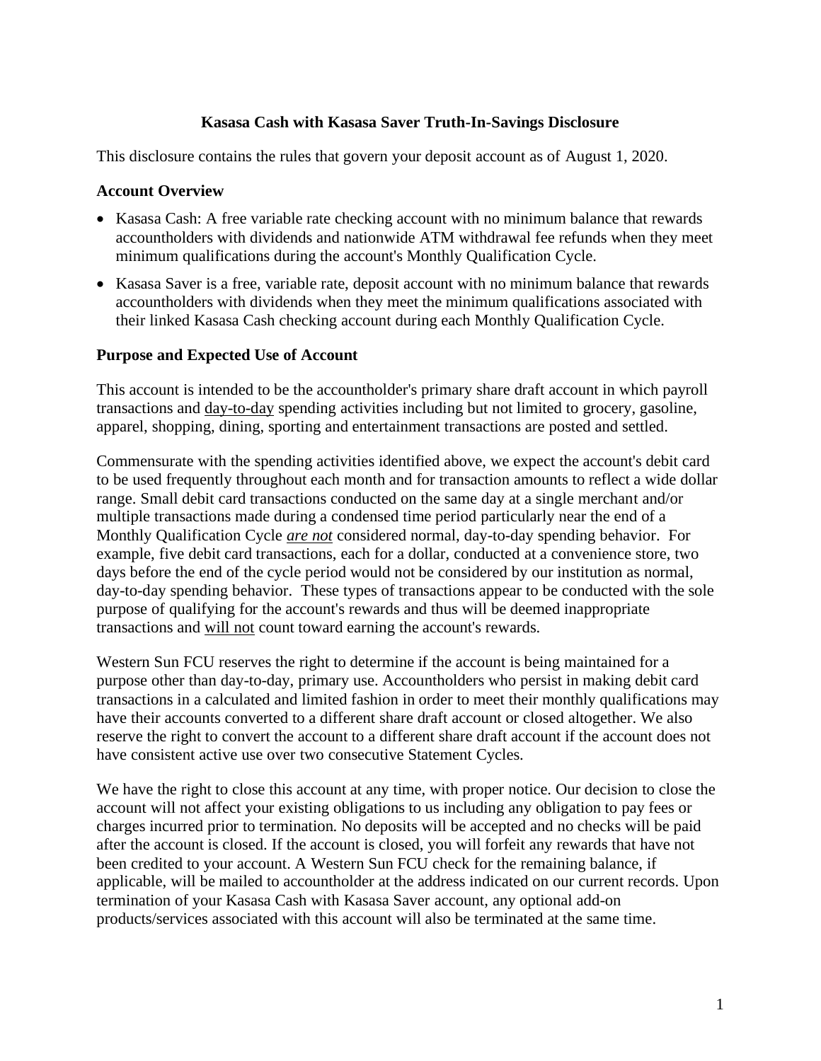# Kasasa Cash with Kasasa Saver Truth-In-Savings Disclosure

This disclosure contains the rules that govern your deposit account as of August 1, 2020.

## Account Overview

- Kasasa Cash: A free variable rate checking account with no minimum balance that rewards accountholders with dividends and nationwide ATM withdrawal fee refunds when they meet minimum qualifications during the account's Monthly Qualification Cycle.
- Kasasa Saver is a free, variable rate, deposit account with no minimum balance that rewards accountholders with dividends when they meet the minimum qualifications associated with their linked Kasasa Cash checking account during each Monthly Qualification Cycle.

## Purpose and Expected Use of Account

This account is intended to be the accountholder's primary share draft account in which payroll transactions and <u>day-to-day</u> spending activities including but not limited to grocery, gasoline, apparel, shopping, dining, sporting and entertainment transactions are posted and settled.

Commensurate with the spending activities identified above, we expect the account's debit card to be used frequently throughout each month and for transaction amounts to reflect a wide dollar range. Small debit card transactions conducted on the same day at a single merchant and/or multiple transactions made during a condensed time period particularly near the end of a Monthly Qualification Cycle <u>*are not*</u> considered normal, day-to-day spending behavior. For example, five debit card transactions, each for a dollar, conducted at a convenience store, two days before the end of the cycle period would not be considered by our institution as normal, day-to-day spending behavior. These types of transactions appear to be conducted with the sole purpose of qualifying for the account's rewards and thus will be deemed inappropriate transactions and <u>will not</u> count toward earning the account's rewards.

Western Sun FCU reserves the right to determine if the account is being maintained for a purpose other than day-to-day, primary use. Accountholders who persist in making debit card transactions in a calculated and limited fashion in order to meet their monthly qualifications may have their accounts converted to a different share draft account or closed altogether. We also reserve the right to convert the account to a different share draft account if the account does not have consistent active use over two consecutive Statement Cycles.

We have the right to close this account at any time, with proper notice. Our decision to close the account will not affect your existing obligations to us including any obligation to pay fees or charges incurred prior to termination. No deposits will be accepted and no checks will be paid after the account is closed. If the account is closed, you will forfeit any rewards that have not been credited to your account. A Western Sun FCU check for the remaining balance, if applicable, will be mailed to accountholder at the address indicated on our current records. Upon termination of your Kasasa Cash with Kasasa Saver account, any optional add-on products/services associated with this account will also be terminated at the same time.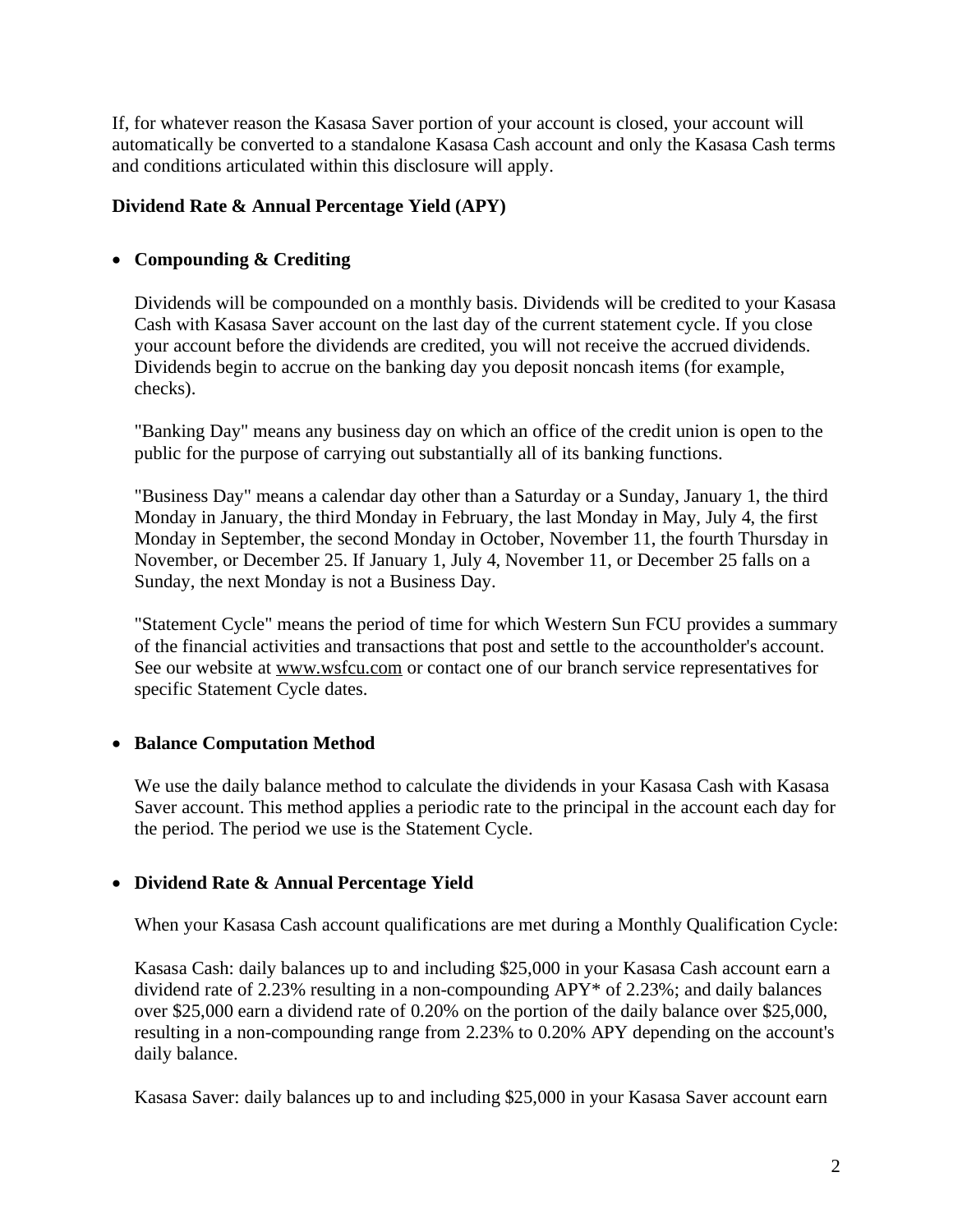If, for whatever reason the Kasasa Saver portion of your account is closed, your account will automatically be converted to a standalone Kasasa Cash account and only the Kasasa Cash terms and conditions articulated within this disclosure will apply.

**Dividend Rate & Annual Percentage Yield (APY)**

- **Compounding & Crediting**

  Dividends will be compounded on a monthly basis. Dividends will be credited to your Kasasa Cash with Kasasa Saver account on the last day of the current statement cycle. If you close your account before the dividends are credited, you will not receive the accrued dividends. Dividends begin to accrue on the banking day you deposit noncash items (for example, checks).

  "Banking Day" means any business day on which an office of the credit union is open to the public for the purpose of carrying out substantially all of its banking functions.

  "Business Day" means a calendar day other than a Saturday or a Sunday, January 1, the third Monday in January, the third Monday in February, the last Monday in May, July 4, the first Monday in September, the second Monday in October, November 11, the fourth Thursday in November, or December 25. If January 1, July 4, November 11, or December 25 falls on a Sunday, the next Monday is not a Business Day.

  "Statement Cycle" means the period of time for which Western Sun FCU provides a summary of the financial activities and transactions that post and settle to the accountholder's account. See our website at www.wsfcu.com or contact one of our branch service representatives for specific Statement Cycle dates.

- **Balance Computation Method**

  We use the daily balance method to calculate the dividends in your Kasasa Cash with Kasasa Saver account. This method applies a periodic rate to the principal in the account each day for the period. The period we use is the Statement Cycle.

- **Dividend Rate & Annual Percentage Yield**

  When your Kasasa Cash account qualifications are met during a Monthly Qualification Cycle:

  Kasasa Cash: daily balances up to and including $25,000 in your Kasasa Cash account earn a dividend rate of 2.23% resulting in a non-compounding APY* of 2.23%; and daily balances over $25,000 earn a dividend rate of 0.20% on the portion of the daily balance over $25,000, resulting in a non-compounding range from 2.23% to 0.20% APY depending on the account's daily balance.

  Kasasa Saver: daily balances up to and including $25,000 in your Kasasa Saver account earn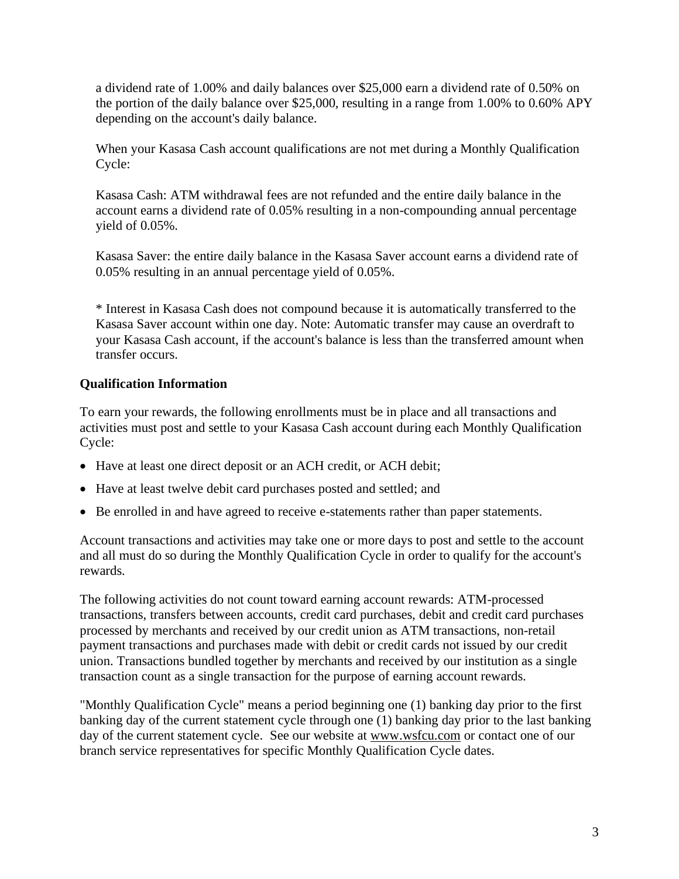a dividend rate of 1.00% and daily balances over $25,000 earn a dividend rate of 0.50% on the portion of the daily balance over $25,000, resulting in a range from 1.00% to 0.60% APY depending on the account's daily balance.

When your Kasasa Cash account qualifications are not met during a Monthly Qualification Cycle:

Kasasa Cash: ATM withdrawal fees are not refunded and the entire daily balance in the account earns a dividend rate of 0.05% resulting in a non-compounding annual percentage yield of 0.05%.

Kasasa Saver: the entire daily balance in the Kasasa Saver account earns a dividend rate of 0.05% resulting in an annual percentage yield of 0.05%.

* Interest in Kasasa Cash does not compound because it is automatically transferred to the Kasasa Saver account within one day. Note: Automatic transfer may cause an overdraft to your Kasasa Cash account, if the account's balance is less than the transferred amount when transfer occurs.

**Qualification Information**

To earn your rewards, the following enrollments must be in place and all transactions and activities must post and settle to your Kasasa Cash account during each Monthly Qualification Cycle:

- Have at least one direct deposit or an ACH credit, or ACH debit;
- Have at least twelve debit card purchases posted and settled; and
- Be enrolled in and have agreed to receive e-statements rather than paper statements.

Account transactions and activities may take one or more days to post and settle to the account and all must do so during the Monthly Qualification Cycle in order to qualify for the account's rewards.

The following activities do not count toward earning account rewards: ATM-processed transactions, transfers between accounts, credit card purchases, debit and credit card purchases processed by merchants and received by our credit union as ATM transactions, non-retail payment transactions and purchases made with debit or credit cards not issued by our credit union. Transactions bundled together by merchants and received by our institution as a single transaction count as a single transaction for the purpose of earning account rewards.

"Monthly Qualification Cycle" means a period beginning one (1) banking day prior to the first banking day of the current statement cycle through one (1) banking day prior to the last banking day of the current statement cycle. See our website at www.wsfcu.com or contact one of our branch service representatives for specific Monthly Qualification Cycle dates.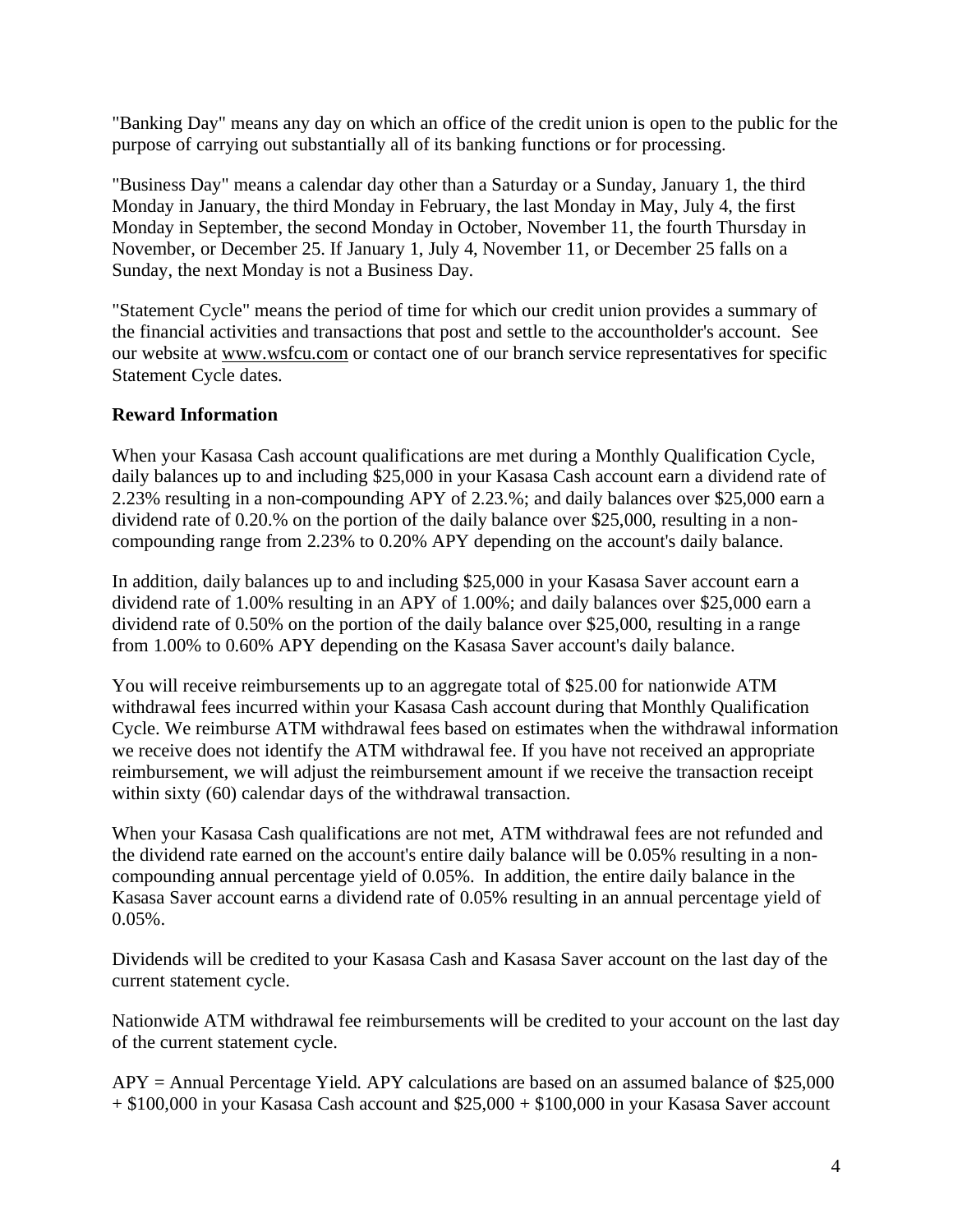"Banking Day" means any day on which an office of the credit union is open to the public for the purpose of carrying out substantially all of its banking functions or for processing.

"Business Day" means a calendar day other than a Saturday or a Sunday, January 1, the third Monday in January, the third Monday in February, the last Monday in May, July 4, the first Monday in September, the second Monday in October, November 11, the fourth Thursday in November, or December 25. If January 1, July 4, November 11, or December 25 falls on a Sunday, the next Monday is not a Business Day.

"Statement Cycle" means the period of time for which our credit union provides a summary of the financial activities and transactions that post and settle to the accountholder's account. See our website at www.wsfcu.com or contact one of our branch service representatives for specific Statement Cycle dates.

**Reward Information**

When your Kasasa Cash account qualifications are met during a Monthly Qualification Cycle, daily balances up to and including $25,000 in your Kasasa Cash account earn a dividend rate of 2.23% resulting in a non-compounding APY of 2.23.%; and daily balances over $25,000 earn a dividend rate of 0.20.% on the portion of the daily balance over $25,000, resulting in a non-compounding range from 2.23% to 0.20% APY depending on the account's daily balance.

In addition, daily balances up to and including $25,000 in your Kasasa Saver account earn a dividend rate of 1.00% resulting in an APY of 1.00%; and daily balances over $25,000 earn a dividend rate of 0.50% on the portion of the daily balance over $25,000, resulting in a range from 1.00% to 0.60% APY depending on the Kasasa Saver account's daily balance.

You will receive reimbursements up to an aggregate total of $25.00 for nationwide ATM withdrawal fees incurred within your Kasasa Cash account during that Monthly Qualification Cycle. We reimburse ATM withdrawal fees based on estimates when the withdrawal information we receive does not identify the ATM withdrawal fee. If you have not received an appropriate reimbursement, we will adjust the reimbursement amount if we receive the transaction receipt within sixty (60) calendar days of the withdrawal transaction.

When your Kasasa Cash qualifications are not met, ATM withdrawal fees are not refunded and the dividend rate earned on the account's entire daily balance will be 0.05% resulting in a non-compounding annual percentage yield of 0.05%. In addition, the entire daily balance in the Kasasa Saver account earns a dividend rate of 0.05% resulting in an annual percentage yield of 0.05%.

Dividends will be credited to your Kasasa Cash and Kasasa Saver account on the last day of the current statement cycle.

Nationwide ATM withdrawal fee reimbursements will be credited to your account on the last day of the current statement cycle.

APY = Annual Percentage Yield. APY calculations are based on an assumed balance of $25,000 + $100,000 in your Kasasa Cash account and $25,000 + $100,000 in your Kasasa Saver account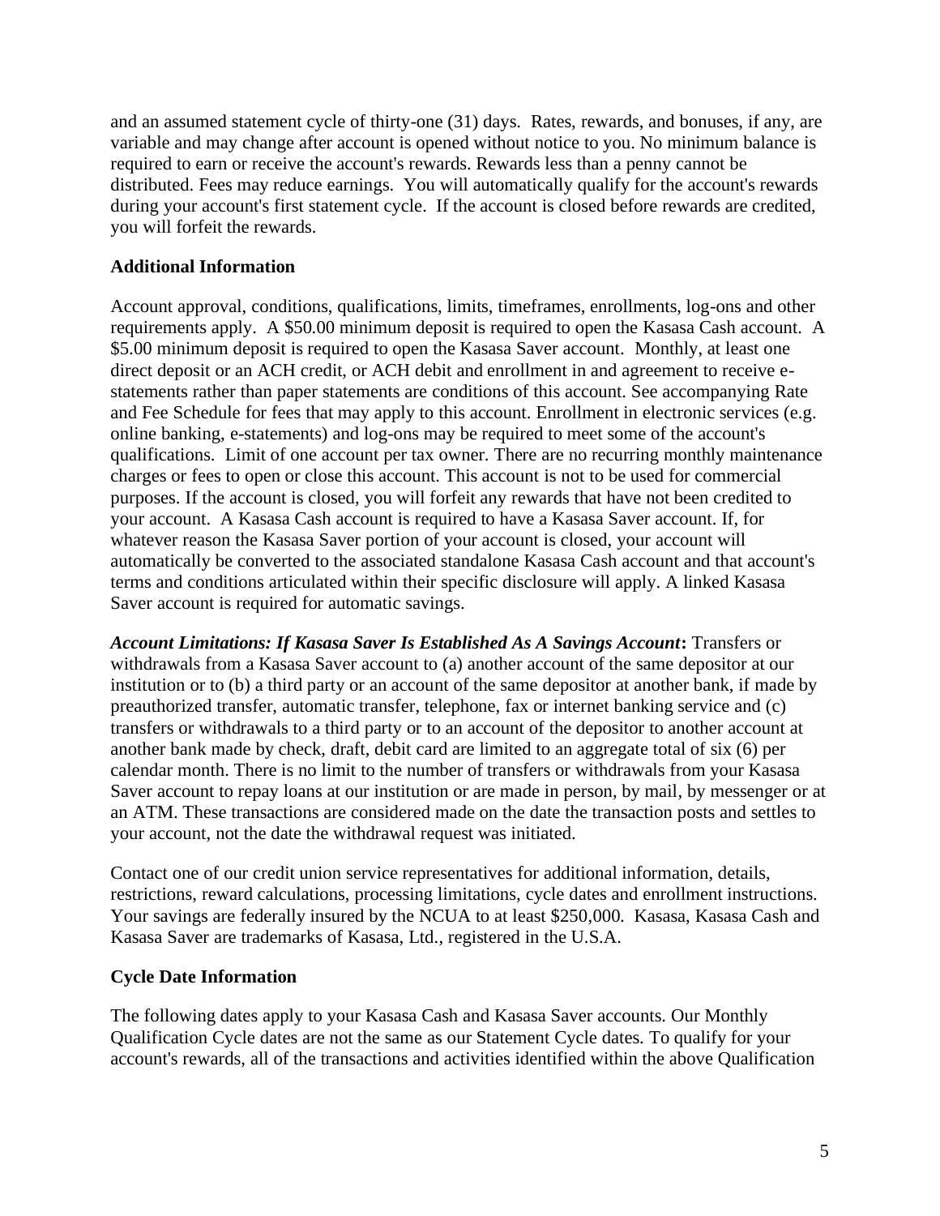and an assumed statement cycle of thirty-one (31) days. Rates, rewards, and bonuses, if any, are variable and may change after account is opened without notice to you. No minimum balance is required to earn or receive the account's rewards. Rewards less than a penny cannot be distributed. Fees may reduce earnings. You will automatically qualify for the account's rewards during your account's first statement cycle. If the account is closed before rewards are credited, you will forfeit the rewards.

**Additional Information**

Account approval, conditions, qualifications, limits, timeframes, enrollments, log-ons and other requirements apply. A $50.00 minimum deposit is required to open the Kasasa Cash account. A $5.00 minimum deposit is required to open the Kasasa Saver account. Monthly, at least one direct deposit or an ACH credit, or ACH debit and enrollment in and agreement to receive e-statements rather than paper statements are conditions of this account. See accompanying Rate and Fee Schedule for fees that may apply to this account. Enrollment in electronic services (e.g. online banking, e-statements) and log-ons may be required to meet some of the account's qualifications. Limit of one account per tax owner. There are no recurring monthly maintenance charges or fees to open or close this account. This account is not to be used for commercial purposes. If the account is closed, you will forfeit any rewards that have not been credited to your account. A Kasasa Cash account is required to have a Kasasa Saver account. If, for whatever reason the Kasasa Saver portion of your account is closed, your account will automatically be converted to the associated standalone Kasasa Cash account and that account's terms and conditions articulated within their specific disclosure will apply. A linked Kasasa Saver account is required for automatic savings.

***Account Limitations: If Kasasa Saver Is Established As A Savings Account*:** Transfers or withdrawals from a Kasasa Saver account to (a) another account of the same depositor at our institution or to (b) a third party or an account of the same depositor at another bank, if made by preauthorized transfer, automatic transfer, telephone, fax or internet banking service and (c) transfers or withdrawals to a third party or to an account of the depositor to another account at another bank made by check, draft, debit card are limited to an aggregate total of six (6) per calendar month. There is no limit to the number of transfers or withdrawals from your Kasasa Saver account to repay loans at our institution or are made in person, by mail, by messenger or at an ATM. These transactions are considered made on the date the transaction posts and settles to your account, not the date the withdrawal request was initiated.

Contact one of our credit union service representatives for additional information, details, restrictions, reward calculations, processing limitations, cycle dates and enrollment instructions. Your savings are federally insured by the NCUA to at least $250,000. Kasasa, Kasasa Cash and Kasasa Saver are trademarks of Kasasa, Ltd., registered in the U.S.A.

**Cycle Date Information**

The following dates apply to your Kasasa Cash and Kasasa Saver accounts. Our Monthly Qualification Cycle dates are not the same as our Statement Cycle dates. To qualify for your account's rewards, all of the transactions and activities identified within the above Qualification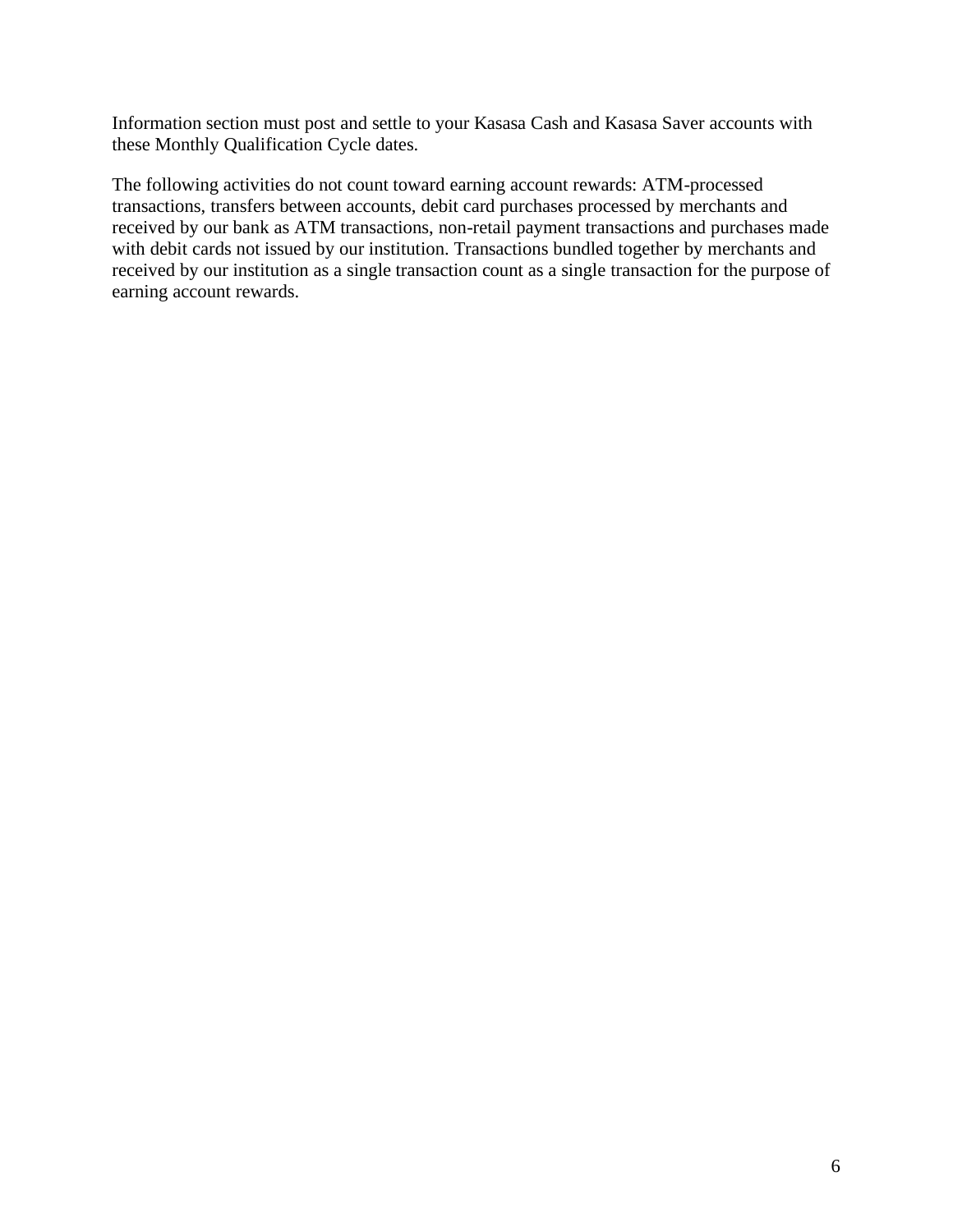Information section must post and settle to your Kasasa Cash and Kasasa Saver accounts with these Monthly Qualification Cycle dates.

The following activities do not count toward earning account rewards: ATM-processed transactions, transfers between accounts, debit card purchases processed by merchants and received by our bank as ATM transactions, non-retail payment transactions and purchases made with debit cards not issued by our institution. Transactions bundled together by merchants and received by our institution as a single transaction count as a single transaction for the purpose of earning account rewards.